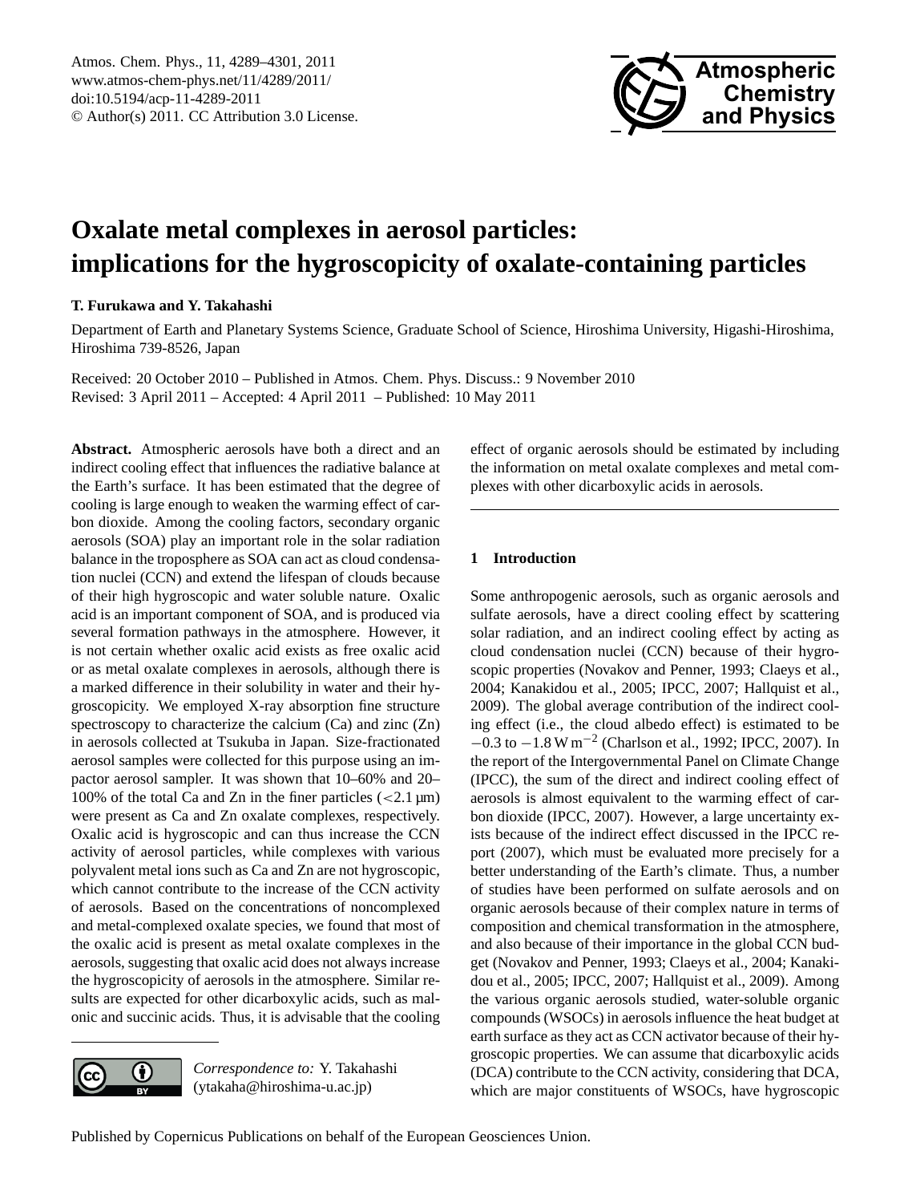Atmos. Chem. Phys., 11, 4289–4301, 2011
www.atmos-chem-phys.net/11/4289/2011/
doi:10.5194/acp-11-4289-2011
© Author(s) 2011. CC Attribution 3.0 License.

**Atmospheric Chemistry and Physics**

# Oxalate metal complexes in aerosol particles: implications for the hygroscopicity of oxalate-containing particles

**T. Furukawa and Y. Takahashi**

Department of Earth and Planetary Systems Science, Graduate School of Science, Hiroshima University, Higashi-Hiroshima, Hiroshima 739-8526, Japan

Received: 20 October 2010 – Published in Atmos. Chem. Phys. Discuss.: 9 November 2010
Revised: 3 April 2011 – Accepted: 4 April 2011 – Published: 10 May 2011

**Abstract.** Atmospheric aerosols have both a direct and an indirect cooling effect that influences the radiative balance at the Earth's surface. It has been estimated that the degree of cooling is large enough to weaken the warming effect of carbon dioxide. Among the cooling factors, secondary organic aerosols (SOA) play an important role in the solar radiation balance in the troposphere as SOA can act as cloud condensation nuclei (CCN) and extend the lifespan of clouds because of their high hygroscopic and water soluble nature. Oxalic acid is an important component of SOA, and is produced via several formation pathways in the atmosphere. However, it is not certain whether oxalic acid exists as free oxalic acid or as metal oxalate complexes in aerosols, although there is a marked difference in their solubility in water and their hygroscopicity. We employed X-ray absorption fine structure spectroscopy to characterize the calcium (Ca) and zinc (Zn) in aerosols collected at Tsukuba in Japan. Size-fractionated aerosol samples were collected for this purpose using an impactor aerosol sampler. It was shown that 10–60% and 20–100% of the total Ca and Zn in the finer particles (<2.1 µm) were present as Ca and Zn oxalate complexes, respectively. Oxalic acid is hygroscopic and can thus increase the CCN activity of aerosol particles, while complexes with various polyvalent metal ions such as Ca and Zn are not hygroscopic, which cannot contribute to the increase of the CCN activity of aerosols. Based on the concentrations of noncomplexed and metal-complexed oxalate species, we found that most of the oxalic acid is present as metal oxalate complexes in the aerosols, suggesting that oxalic acid does not always increase the hygroscopicity of aerosols in the atmosphere. Similar results are expected for other dicarboxylic acids, such as malonic and succinic acids. Thus, it is advisable that the cooling effect of organic aerosols should be estimated by including the information on metal oxalate complexes and metal complexes with other dicarboxylic acids in aerosols.

*Correspondence to:* Y. Takahashi
(ytakaha@hiroshima-u.ac.jp)

## 1 Introduction

Some anthropogenic aerosols, such as organic aerosols and sulfate aerosols, have a direct cooling effect by scattering solar radiation, and an indirect cooling effect by acting as cloud condensation nuclei (CCN) because of their hygroscopic properties (Novakov and Penner, 1993; Claeys et al., 2004; Kanakidou et al., 2005; IPCC, 2007; Hallquist et al., 2009). The global average contribution of the indirect cooling effect (i.e., the cloud albedo effect) is estimated to be $-0.3$ to $-1.8\,\mathrm{W\,m^{-2}}$ (Charlson et al., 1992; IPCC, 2007). In the report of the Intergovernmental Panel on Climate Change (IPCC), the sum of the direct and indirect cooling effect of aerosols is almost equivalent to the warming effect of carbon dioxide (IPCC, 2007). However, a large uncertainty exists because of the indirect effect discussed in the IPCC report (2007), which must be evaluated more precisely for a better understanding of the Earth's climate. Thus, a number of studies have been performed on sulfate aerosols and on organic aerosols because of their complex nature in terms of composition and chemical transformation in the atmosphere, and also because of their importance in the global CCN budget (Novakov and Penner, 1993; Claeys et al., 2004; Kanakidou et al., 2005; IPCC, 2007; Hallquist et al., 2009). Among the various organic aerosols studied, water-soluble organic compounds (WSOCs) in aerosols influence the heat budget at earth surface as they act as CCN activator because of their hygroscopic properties. We can assume that dicarboxylic acids (DCA) contribute to the CCN activity, considering that DCA, which are major constituents of WSOCs, have hygroscopic

Published by Copernicus Publications on behalf of the European Geosciences Union.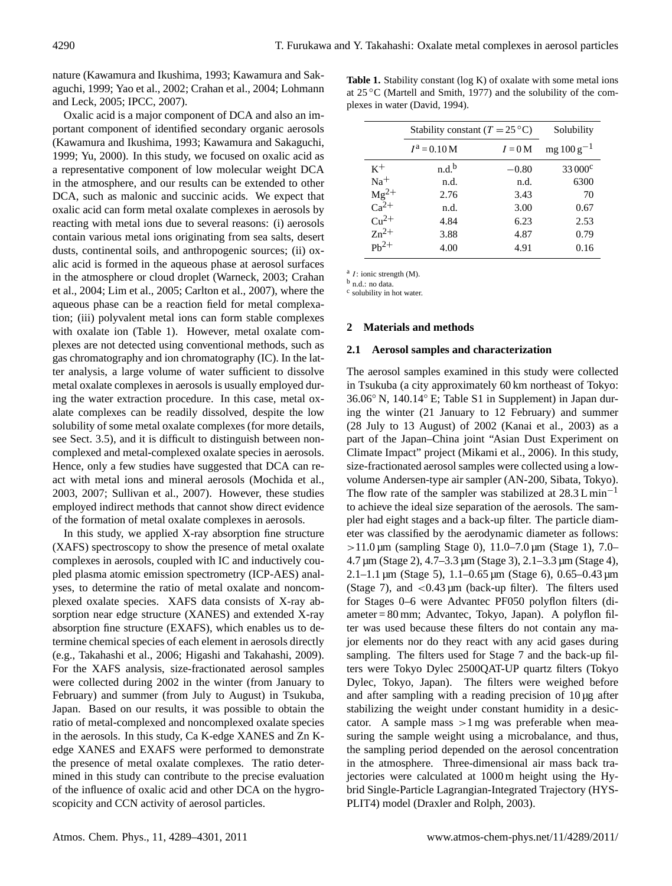nature (Kawamura and Ikushima, 1993; Kawamura and Sakaguchi, 1999; Yao et al., 2002; Crahan et al., 2004; Lohmann and Leck, 2005; IPCC, 2007).

Oxalic acid is a major component of DCA and also an important component of identified secondary organic aerosols (Kawamura and Ikushima, 1993; Kawamura and Sakaguchi, 1999; Yu, 2000). In this study, we focused on oxalic acid as a representative component of low molecular weight DCA in the atmosphere, and our results can be extended to other DCA, such as malonic and succinic acids. We expect that oxalic acid can form metal oxalate complexes in aerosols by reacting with metal ions due to several reasons: (i) aerosols contain various metal ions originating from sea salts, desert dusts, continental soils, and anthropogenic sources; (ii) oxalic acid is formed in the aqueous phase at aerosol surfaces in the atmosphere or cloud droplet (Warneck, 2003; Crahan et al., 2004; Lim et al., 2005; Carlton et al., 2007), where the aqueous phase can be a reaction field for metal complexation; (iii) polyvalent metal ions can form stable complexes with oxalate ion (Table 1). However, metal oxalate complexes are not detected using conventional methods, such as gas chromatography and ion chromatography (IC). In the latter analysis, a large volume of water sufficient to dissolve metal oxalate complexes in aerosols is usually employed during the water extraction procedure. In this case, metal oxalate complexes can be readily dissolved, despite the low solubility of some metal oxalate complexes (for more details, see Sect. 3.5), and it is difficult to distinguish between noncomplexed and metal-complexed oxalate species in aerosols. Hence, only a few studies have suggested that DCA can react with metal ions and mineral aerosols (Mochida et al., 2003, 2007; Sullivan et al., 2007). However, these studies employed indirect methods that cannot show direct evidence of the formation of metal oxalate complexes in aerosols.

In this study, we applied X-ray absorption fine structure (XAFS) spectroscopy to show the presence of metal oxalate complexes in aerosols, coupled with IC and inductively coupled plasma atomic emission spectrometry (ICP-AES) analyses, to determine the ratio of metal oxalate and noncomplexed oxalate species. XAFS data consists of X-ray absorption near edge structure (XANES) and extended X-ray absorption fine structure (EXAFS), which enables us to determine chemical species of each element in aerosols directly (e.g., Takahashi et al., 2006; Higashi and Takahashi, 2009). For the XAFS analysis, size-fractionated aerosol samples were collected during 2002 in the winter (from January to February) and summer (from July to August) in Tsukuba, Japan. Based on our results, it was possible to obtain the ratio of metal-complexed and noncomplexed oxalate species in the aerosols. In this study, Ca K-edge XANES and Zn K-edge XANES and EXAFS were performed to demonstrate the presence of metal oxalate complexes. The ratio determined in this study can contribute to the precise evaluation of the influence of oxalic acid and other DCA on the hygroscopicity and CCN activity of aerosol particles.

**Table 1.** Stability constant (log K) of oxalate with some metal ions at 25 °C (Martell and Smith, 1977) and the solubility of the complexes in water (David, 1994).

| | Stability constant ($T = 25\,°C$) | | Solubility |
|---|---|---|---|
| | $I^{a} = 0.10$ M | $I = 0$ M | mg $100\,g^{-1}$ |
| $K^+$ | n.d.[b] | −0.80 | 33 000[c] |
| $Na^+$ | n.d. | n.d. | 6300 |
| $Mg^{2+}$ | 2.76 | 3.43 | 70 |
| $Ca^{2+}$ | n.d. | 3.00 | 0.67 |
| $Cu^{2+}$ | 4.84 | 6.23 | 2.53 |
| $Zn^{2+}$ | 3.88 | 4.87 | 0.79 |
| $Pb^{2+}$ | 4.00 | 4.91 | 0.16 |

[a] $I$: ionic strength (M).
[b] n.d.: no data.
[c] solubility in hot water.

## 2 Materials and methods

### 2.1 Aerosol samples and characterization

The aerosol samples examined in this study were collected in Tsukuba (a city approximately 60 km northeast of Tokyo: 36.06° N, 140.14° E; Table S1 in Supplement) in Japan during the winter (21 January to 12 February) and summer (28 July to 13 August) of 2002 (Kanai et al., 2003) as a part of the Japan–China joint "Asian Dust Experiment on Climate Impact" project (Mikami et al., 2006). In this study, size-fractionated aerosol samples were collected using a low-volume Andersen-type air sampler (AN-200, Sibata, Tokyo). The flow rate of the sampler was stabilized at 28.3 L $min^{-1}$ to achieve the ideal size separation of the aerosols. The sampler had eight stages and a back-up filter. The particle diameter was classified by the aerodynamic diameter as follows: >11.0 µm (sampling Stage 0), 11.0–7.0 µm (Stage 1), 7.0–4.7 µm (Stage 2), 4.7–3.3 µm (Stage 3), 2.1–3.3 µm (Stage 4), 2.1–1.1 µm (Stage 5), 1.1–0.65 µm (Stage 6), 0.65–0.43 µm (Stage 7), and <0.43 µm (back-up filter). The filters used for Stages 0–6 were Advantec PF050 polyflon filters (diameter = 80 mm; Advantec, Tokyo, Japan). A polyflon filter was used because these filters do not contain any major elements nor do they react with any acid gases during sampling. The filters used for Stage 7 and the back-up filters were Tokyo Dylec 2500QAT-UP quartz filters (Tokyo Dylec, Tokyo, Japan). The filters were weighed before and after sampling with a reading precision of 10 µg after stabilizing the weight under constant humidity in a desiccator. A sample mass >1 mg was preferable when measuring the sample weight using a microbalance, and thus, the sampling period depended on the aerosol concentration in the atmosphere. Three-dimensional air mass back trajectories were calculated at 1000 m height using the Hybrid Single-Particle Lagrangian-Integrated Trajectory (HYSPLIT4) model (Draxler and Rolph, 2003).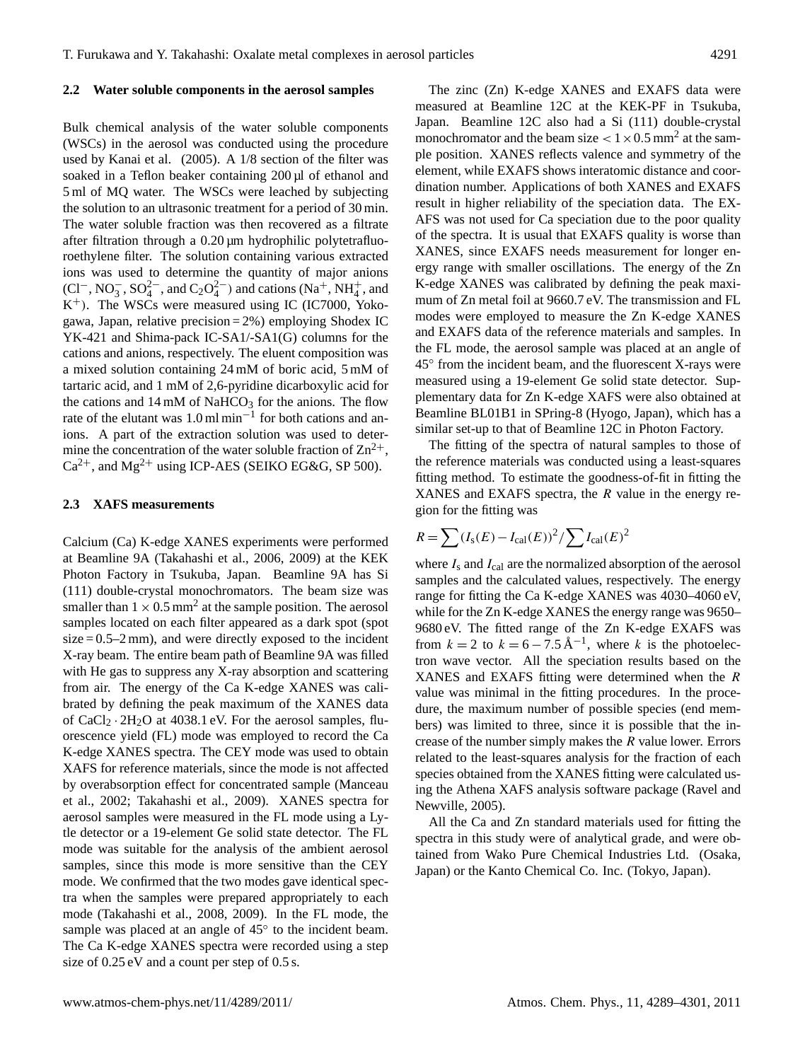### 2.2 Water soluble components in the aerosol samples

Bulk chemical analysis of the water soluble components (WSCs) in the aerosol was conducted using the procedure used by Kanai et al. (2005). A 1/8 section of the filter was soaked in a Teflon beaker containing 200 µl of ethanol and 5 ml of MQ water. The WSCs were leached by subjecting the solution to an ultrasonic treatment for a period of 30 min. The water soluble fraction was then recovered as a filtrate after filtration through a 0.20 µm hydrophilic polytetrafluoroethylene filter. The solution containing various extracted ions was used to determine the quantity of major anions ($Cl^-$, $NO_3^-$, $SO_4^{2-}$, and $C_2O_4^{2-}$) and cations ($Na^+$, $NH_4^+$, and $K^+$). The WSCs were measured using IC (IC7000, Yokogawa, Japan, relative precision = 2%) employing Shodex IC YK-421 and Shima-pack IC-SA1/-SA1(G) columns for the cations and anions, respectively. The eluent composition was a mixed solution containing 24 mM of boric acid, 5 mM of tartaric acid, and 1 mM of 2,6-pyridine dicarboxylic acid for the cations and 14 mM of $NaHCO_3$ for the anions. The flow rate of the elutant was 1.0 ml min$^{-1}$ for both cations and anions. A part of the extraction solution was used to determine the concentration of the water soluble fraction of $Zn^{2+}$, $Ca^{2+}$, and $Mg^{2+}$ using ICP-AES (SEIKO EG&G, SP 500).

### 2.3 XAFS measurements

Calcium (Ca) K-edge XANES experiments were performed at Beamline 9A (Takahashi et al., 2006, 2009) at the KEK Photon Factory in Tsukuba, Japan. Beamline 9A has Si (111) double-crystal monochromators. The beam size was smaller than $1 \times 0.5\,\mathrm{mm}^2$ at the sample position. The aerosol samples located on each filter appeared as a dark spot (spot size = 0.5–2 mm), and were directly exposed to the incident X-ray beam. The entire beam path of Beamline 9A was filled with He gas to suppress any X-ray absorption and scattering from air. The energy of the Ca K-edge XANES was calibrated by defining the peak maximum of the XANES data of $CaCl_2 \cdot 2H_2O$ at 4038.1 eV. For the aerosol samples, fluorescence yield (FL) mode was employed to record the Ca K-edge XANES spectra. The CEY mode was used to obtain XAFS for reference materials, since the mode is not affected by overabsorption effect for concentrated sample (Manceau et al., 2002; Takahashi et al., 2009). XANES spectra for aerosol samples were measured in the FL mode using a Lytle detector or a 19-element Ge solid state detector. The FL mode was suitable for the analysis of the ambient aerosol samples, since this mode is more sensitive than the CEY mode. We confirmed that the two modes gave identical spectra when the samples were prepared appropriately to each mode (Takahashi et al., 2008, 2009). In the FL mode, the sample was placed at an angle of 45° to the incident beam. The Ca K-edge XANES spectra were recorded using a step size of 0.25 eV and a count per step of 0.5 s.

The zinc (Zn) K-edge XANES and EXAFS data were measured at Beamline 12C at the KEK-PF in Tsukuba, Japan. Beamline 12C also had a Si (111) double-crystal monochromator and the beam size $< 1 \times 0.5\,\mathrm{mm}^2$ at the sample position. XANES reflects valence and symmetry of the element, while EXAFS shows interatomic distance and coordination number. Applications of both XANES and EXAFS result in higher reliability of the speciation data. The EXAFS was not used for Ca speciation due to the poor quality of the spectra. It is usual that EXAFS quality is worse than XANES, since EXAFS needs measurement for longer energy range with smaller oscillations. The energy of the Zn K-edge XANES was calibrated by defining the peak maximum of Zn metal foil at 9660.7 eV. The transmission and FL modes were employed to measure the Zn K-edge XANES and EXAFS data of the reference materials and samples. In the FL mode, the aerosol sample was placed at an angle of 45° from the incident beam, and the fluorescent X-rays were measured using a 19-element Ge solid state detector. Supplementary data for Zn K-edge XAFS were also obtained at Beamline BL01B1 in SPring-8 (Hyogo, Japan), which has a similar set-up to that of Beamline 12C in Photon Factory.

The fitting of the spectra of natural samples to those of the reference materials was conducted using a least-squares fitting method. To estimate the goodness-of-fit in fitting the XANES and EXAFS spectra, the $R$ value in the energy region for the fitting was

$$R = \sum (I_\mathrm{s}(E) - I_\mathrm{cal}(E))^2 / \sum I_\mathrm{cal}(E)^2$$

where $I_\mathrm{s}$ and $I_\mathrm{cal}$ are the normalized absorption of the aerosol samples and the calculated values, respectively. The energy range for fitting the Ca K-edge XANES was 4030–4060 eV, while for the Zn K-edge XANES the energy range was 9650–9680 eV. The fitted range of the Zn K-edge EXAFS was from $k = 2$ to $k = 6 - 7.5\,\text{Å}^{-1}$, where $k$ is the photoelectron wave vector. All the speciation results based on the XANES and EXAFS fitting were determined when the $R$ value was minimal in the fitting procedures. In the procedure, the maximum number of possible species (end members) was limited to three, since it is possible that the increase of the number simply makes the $R$ value lower. Errors related to the least-squares analysis for the fraction of each species obtained from the XANES fitting were calculated using the Athena XAFS analysis software package (Ravel and Newville, 2005).

All the Ca and Zn standard materials used for fitting the spectra in this study were of analytical grade, and were obtained from Wako Pure Chemical Industries Ltd. (Osaka, Japan) or the Kanto Chemical Co. Inc. (Tokyo, Japan).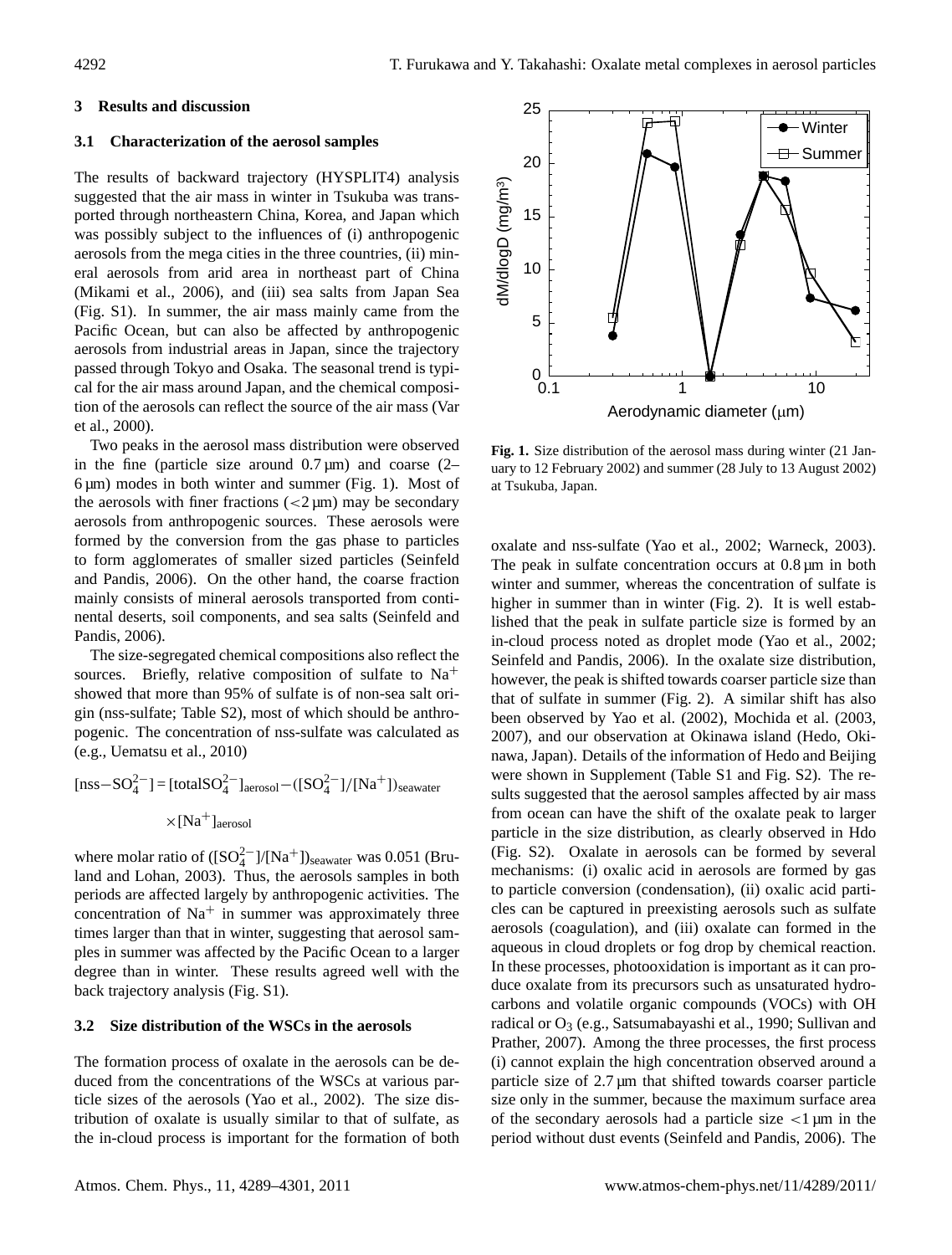## 3 Results and discussion

### 3.1 Characterization of the aerosol samples

The results of backward trajectory (HYSPLIT4) analysis suggested that the air mass in winter in Tsukuba was transported through northeastern China, Korea, and Japan which was possibly subject to the influences of (i) anthropogenic aerosols from the mega cities in the three countries, (ii) mineral aerosols from arid area in northeast part of China (Mikami et al., 2006), and (iii) sea salts from Japan Sea (Fig. S1). In summer, the air mass mainly came from the Pacific Ocean, but can also be affected by anthropogenic aerosols from industrial areas in Japan, since the trajectory passed through Tokyo and Osaka. The seasonal trend is typical for the air mass around Japan, and the chemical composition of the aerosols can reflect the source of the air mass (Var et al., 2000).

Two peaks in the aerosol mass distribution were observed in the fine (particle size around 0.7 µm) and coarse (2–6 µm) modes in both winter and summer (Fig. 1). Most of the aerosols with finer fractions (<2 µm) may be secondary aerosols from anthropogenic sources. These aerosols were formed by the conversion from the gas phase to particles to form agglomerates of smaller sized particles (Seinfeld and Pandis, 2006). On the other hand, the coarse fraction mainly consists of mineral aerosols transported from continental deserts, soil components, and sea salts (Seinfeld and Pandis, 2006).

The size-segregated chemical compositions also reflect the sources. Briefly, relative composition of sulfate to $Na^+$ showed that more than 95% of sulfate is of non-sea salt origin (nss-sulfate; Table S2), most of which should be anthropogenic. The concentration of nss-sulfate was calculated as (e.g., Uematsu et al., 2010)

$$[\mathrm{nss{-}SO_4^{2-}}] = [\mathrm{totalSO_4^{2-}}]_{\mathrm{aerosol}} - ([\mathrm{SO_4^{2-}}]/[\mathrm{Na^+}])_{\mathrm{seawater}} \times [\mathrm{Na^+}]_{\mathrm{aerosol}}$$

where molar ratio of $([SO_4^{2-}]/[Na^+])_{seawater}$ was 0.051 (Bruland and Lohan, 2003). Thus, the aerosols samples in both periods are affected largely by anthropogenic activities. The concentration of $Na^+$ in summer was approximately three times larger than that in winter, suggesting that aerosol samples in summer was affected by the Pacific Ocean to a larger degree than in winter. These results agreed well with the back trajectory analysis (Fig. S1).

### 3.2 Size distribution of the WSCs in the aerosols

The formation process of oxalate in the aerosols can be deduced from the concentrations of the WSCs at various particle sizes of the aerosols (Yao et al., 2002). The size distribution of oxalate is usually similar to that of sulfate, as the in-cloud process is important for the formation of both oxalate and nss-sulfate (Yao et al., 2002; Warneck, 2003). The peak in sulfate concentration occurs at 0.8 µm in both winter and summer, whereas the concentration of sulfate is higher in summer than in winter (Fig. 2). It is well established that the peak in sulfate particle size is formed by an in-cloud process noted as droplet mode (Yao et al., 2002; Seinfeld and Pandis, 2006). In the oxalate size distribution, however, the peak is shifted towards coarser particle size than that of sulfate in summer (Fig. 2). A similar shift has also been observed by Yao et al. (2002), Mochida et al. (2003, 2007), and our observation at Okinawa island (Hedo, Okinawa, Japan). Details of the information of Hedo and Beijing were shown in Supplement (Table S1 and Fig. S2). The results suggested that the aerosol samples affected by air mass from ocean can have the shift of the oxalate peak to larger particle in the size distribution, as clearly observed in Hdo (Fig. S2). Oxalate in aerosols can be formed by several mechanisms: (i) oxalic acid in aerosols are formed by gas to particle conversion (condensation), (ii) oxalic acid particles can be captured in preexisting aerosols such as sulfate aerosols (coagulation), and (iii) oxalate can formed in the aqueous in cloud droplets or fog drop by chemical reaction. In these processes, photooxidation is important as it can produce oxalate from its precursors such as unsaturated hydrocarbons and volatile organic compounds (VOCs) with OH radical or $O_3$ (e.g., Satsumabayashi et al., 1990; Sullivan and Prather, 2007). Among the three processes, the first process (i) cannot explain the high concentration observed around a particle size of 2.7 µm that shifted towards coarser particle size only in the summer, because the maximum surface area of the secondary aerosols had a particle size <1 µm in the period without dust events (Seinfeld and Pandis, 2006). The

**Fig. 1.** Size distribution of the aerosol mass during winter (21 January to 12 February 2002) and summer (28 July to 13 August 2002) at Tsukuba, Japan.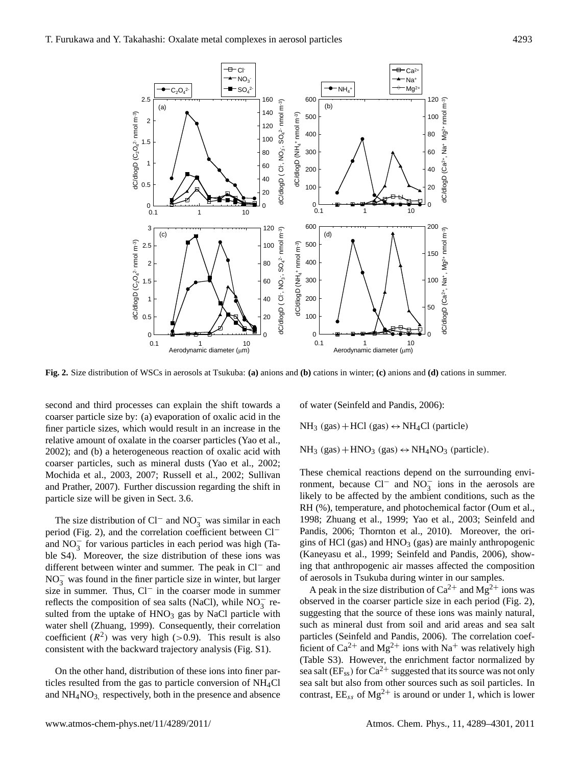**Fig. 2.** Size distribution of WSCs in aerosols at Tsukuba: **(a)** anions and **(b)** cations in winter; **(c)** anions and **(d)** cations in summer.

second and third processes can explain the shift towards a coarser particle size by: (a) evaporation of oxalic acid in the finer particle sizes, which would result in an increase in the relative amount of oxalate in the coarser particles (Yao et al., 2002); and (b) a heterogeneous reaction of oxalic acid with coarser particles, such as mineral dusts (Yao et al., 2002; Mochida et al., 2003, 2007; Russell et al., 2002; Sullivan and Prather, 2007). Further discussion regarding the shift in particle size will be given in Sect. 3.6.

The size distribution of $Cl^-$ and $NO_3^-$ was similar in each period (Fig. 2), and the correlation coefficient between $Cl^-$ and $NO_3^-$ for various particles in each period was high (Table S4). Moreover, the size distribution of these ions was different between winter and summer. The peak in $Cl^-$ and $NO_3^-$ was found in the finer particle size in winter, but larger size in summer. Thus, $Cl^-$ in the coarser mode in summer reflects the composition of sea salts (NaCl), while $NO_3^-$ resulted from the uptake of $HNO_3$ gas by NaCl particle with water shell (Zhuang, 1999). Consequently, their correlation coefficient ($R^2$) was very high (>0.9). This result is also consistent with the backward trajectory analysis (Fig. S1).

On the other hand, distribution of these ions into finer particles resulted from the gas to particle conversion of $NH_4Cl$ and $NH_4NO_3$, respectively, both in the presence and absence of water (Seinfeld and Pandis, 2006):

$$NH_3\ (gas) + HCl\ (gas) \leftrightarrow NH_4Cl\ (particle)$$

$$NH_3\ (gas) + HNO_3\ (gas) \leftrightarrow NH_4NO_3\ (particle).$$

These chemical reactions depend on the surrounding environment, because $Cl^-$ and $NO_3^-$ ions in the aerosols are likely to be affected by the ambient conditions, such as the RH (%), temperature, and photochemical factor (Oum et al., 1998; Zhuang et al., 1999; Yao et al., 2003; Seinfeld and Pandis, 2006; Thornton et al., 2010). Moreover, the origins of HCl (gas) and $HNO_3$ (gas) are mainly anthropogenic (Kaneyasu et al., 1999; Seinfeld and Pandis, 2006), showing that anthropogenic air masses affected the composition of aerosols in Tsukuba during winter in our samples.

A peak in the size distribution of $Ca^{2+}$ and $Mg^{2+}$ ions was observed in the coarser particle size in each period (Fig. 2), suggesting that the source of these ions was mainly natural, such as mineral dust from soil and arid areas and sea salt particles (Seinfeld and Pandis, 2006). The correlation coefficient of $Ca^{2+}$ and $Mg^{2+}$ ions with $Na^+$ was relatively high (Table S3). However, the enrichment factor normalized by sea salt ($EF_{ss}$) for $Ca^{2+}$ suggested that its source was not only sea salt but also from other sources such as soil particles. In contrast, $EE_{ss}$ of $Mg^{2+}$ is around or under 1, which is lower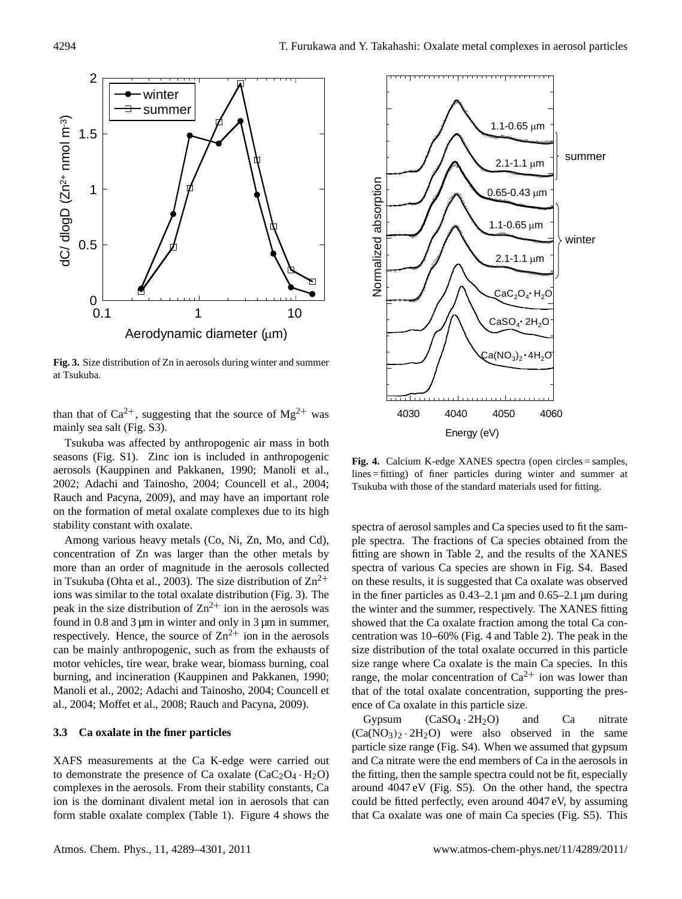**Fig. 3.** Size distribution of Zn in aerosols during winter and summer at Tsukuba.

than that of $Ca^{2+}$, suggesting that the source of $Mg^{2+}$ was mainly sea salt (Fig. S3).

Tsukuba was affected by anthropogenic air mass in both seasons (Fig. S1). Zinc ion is included in anthropogenic aerosols (Kauppinen and Pakkanen, 1990; Manoli et al., 2002; Adachi and Tainosho, 2004; Councell et al., 2004; Rauch and Pacyna, 2009), and may have an important role on the formation of metal oxalate complexes due to its high stability constant with oxalate.

Among various heavy metals (Co, Ni, Zn, Mo, and Cd), concentration of Zn was larger than the other metals by more than an order of magnitude in the aerosols collected in Tsukuba (Ohta et al., 2003). The size distribution of $Zn^{2+}$ ions was similar to the total oxalate distribution (Fig. 3). The peak in the size distribution of $Zn^{2+}$ ion in the aerosols was found in 0.8 and 3 µm in winter and only in 3 µm in summer, respectively. Hence, the source of $Zn^{2+}$ ion in the aerosols can be mainly anthropogenic, such as from the exhausts of motor vehicles, tire wear, brake wear, biomass burning, coal burning, and incineration (Kauppinen and Pakkanen, 1990; Manoli et al., 2002; Adachi and Tainosho, 2004; Councell et al., 2004; Moffet et al., 2008; Rauch and Pacyna, 2009).

### 3.3 Ca oxalate in the finer particles

XAFS measurements at the Ca K-edge were carried out to demonstrate the presence of Ca oxalate ($CaC_2O_4 \cdot H_2O$) complexes in the aerosols. From their stability constants, Ca ion is the dominant divalent metal ion in aerosols that can form stable oxalate complex (Table 1). Figure 4 shows the spectra of aerosol samples and Ca species used to fit the sample spectra. The fractions of Ca species obtained from the fitting are shown in Table 2, and the results of the XANES spectra of various Ca species are shown in Fig. S4. Based on these results, it is suggested that Ca oxalate was observed in the finer particles as 0.43–2.1 µm and 0.65–2.1 µm during the winter and the summer, respectively. The XANES fitting showed that the Ca oxalate fraction among the total Ca concentration was 10–60% (Fig. 4 and Table 2). The peak in the size distribution of the total oxalate occurred in this particle size range where Ca oxalate is the main Ca species. In this range, the molar concentration of $Ca^{2+}$ ion was lower than that of the total oxalate concentration, supporting the presence of Ca oxalate in this particle size.

**Fig. 4.** Calcium K-edge XANES spectra (open circles = samples, lines = fitting) of finer particles during winter and summer at Tsukuba with those of the standard materials used for fitting.

Gypsum ($CaSO_4 \cdot 2H_2O$) and Ca nitrate ($Ca(NO_3)_2 \cdot 2H_2O$) were also observed in the same particle size range (Fig. S4). When we assumed that gypsum and Ca nitrate were the end members of Ca in the aerosols in the fitting, then the sample spectra could not be fit, especially around 4047 eV (Fig. S5). On the other hand, the spectra could be fitted perfectly, even around 4047 eV, by assuming that Ca oxalate was one of main Ca species (Fig. S5). This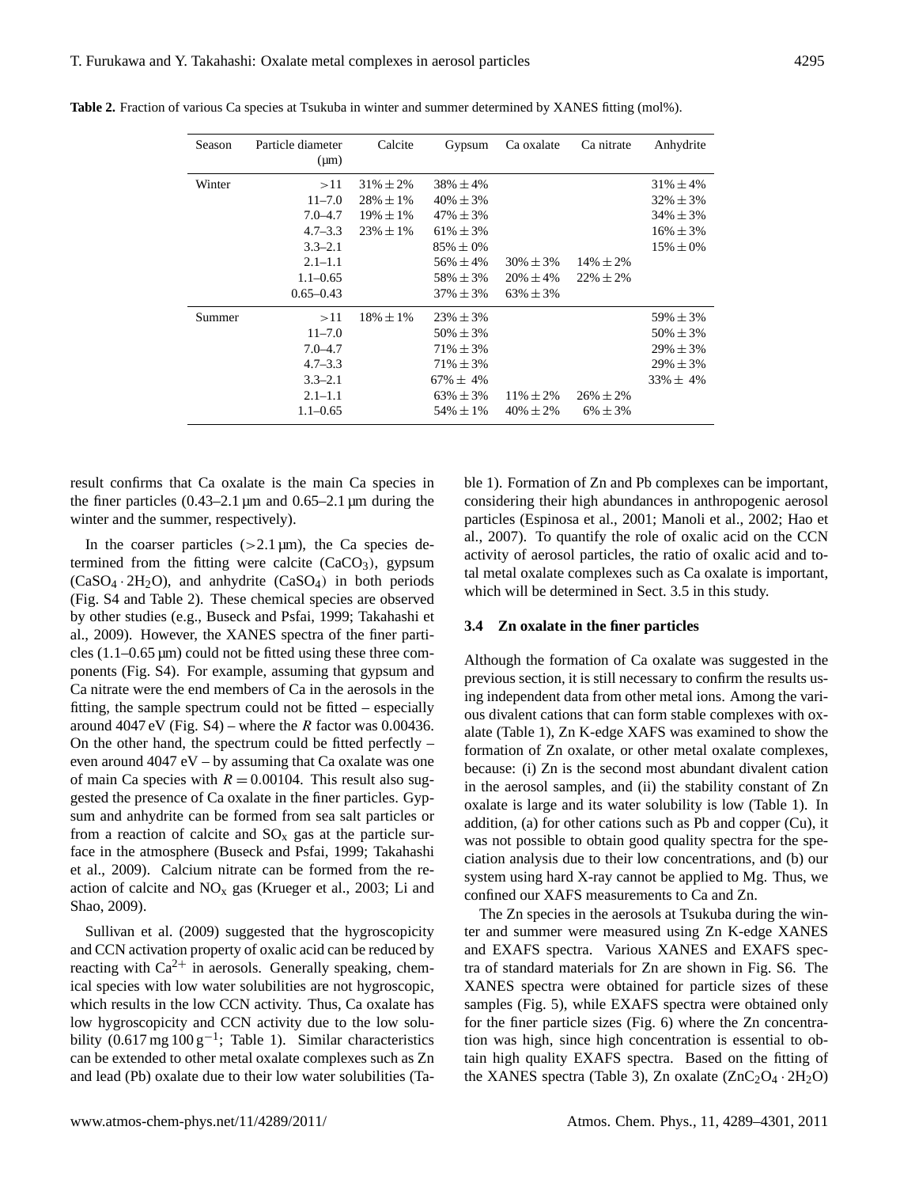**Table 2.** Fraction of various Ca species at Tsukuba in winter and summer determined by XANES fitting (mol%).

| Season | Particle diameter (μm) | Calcite | Gypsum | Ca oxalate | Ca nitrate | Anhydrite |
|---|---|---|---|---|---|---|
| Winter | >11 | 31% ± 2% | 38% ± 4% | | | 31% ± 4% |
| | 11–7.0 | 28% ± 1% | 40% ± 3% | | | 32% ± 3% |
| | 7.0–4.7 | 19% ± 1% | 47% ± 3% | | | 34% ± 3% |
| | 4.7–3.3 | 23% ± 1% | 61% ± 3% | | | 16% ± 3% |
| | 3.3–2.1 | | 85% ± 0% | | | 15% ± 0% |
| | 2.1–1.1 | | 56% ± 4% | 30% ± 3% | 14% ± 2% | |
| | 1.1–0.65 | | 58% ± 3% | 20% ± 4% | 22% ± 2% | |
| | 0.65–0.43 | | 37% ± 3% | 63% ± 3% | | |
| Summer | >11 | 18% ± 1% | 23% ± 3% | | | 59% ± 3% |
| | 11–7.0 | | 50% ± 3% | | | 50% ± 3% |
| | 7.0–4.7 | | 71% ± 3% | | | 29% ± 3% |
| | 4.7–3.3 | | 71% ± 3% | | | 29% ± 3% |
| | 3.3–2.1 | | 67% ± 4% | | | 33% ± 4% |
| | 2.1–1.1 | | 63% ± 3% | 11% ± 2% | 26% ± 2% | |
| | 1.1–0.65 | | 54% ± 1% | 40% ± 2% | 6% ± 3% | |

result confirms that Ca oxalate is the main Ca species in the finer particles (0.43–2.1 μm and 0.65–2.1 μm during the winter and the summer, respectively).

In the coarser particles (>2.1 μm), the Ca species determined from the fitting were calcite ($CaCO_3$), gypsum ($CaSO_4 \cdot 2H_2O$), and anhydrite ($CaSO_4$) in both periods (Fig. S4 and Table 2). These chemical species are observed by other studies (e.g., Buseck and Psfai, 1999; Takahashi et al., 2009). However, the XANES spectra of the finer particles (1.1–0.65 μm) could not be fitted using these three components (Fig. S4). For example, assuming that gypsum and Ca nitrate were the end members of Ca in the aerosols in the fitting, the sample spectrum could not be fitted – especially around 4047 eV (Fig. S4) – where the $R$ factor was 0.00436. On the other hand, the spectrum could be fitted perfectly – even around 4047 eV – by assuming that Ca oxalate was one of main Ca species with $R = 0.00104$. This result also suggested the presence of Ca oxalate in the finer particles. Gypsum and anhydrite can be formed from sea salt particles or from a reaction of calcite and $SO_x$ gas at the particle surface in the atmosphere (Buseck and Psfai, 1999; Takahashi et al., 2009). Calcium nitrate can be formed from the reaction of calcite and $NO_x$ gas (Krueger et al., 2003; Li and Shao, 2009).

Sullivan et al. (2009) suggested that the hygroscopicity and CCN activation property of oxalic acid can be reduced by reacting with $Ca^{2+}$ in aerosols. Generally speaking, chemical species with low water solubilities are not hygroscopic, which results in the low CCN activity. Thus, Ca oxalate has low hygroscopicity and CCN activity due to the low solubility (0.617 mg 100 g$^{-1}$; Table 1). Similar characteristics can be extended to other metal oxalate complexes such as Zn and lead (Pb) oxalate due to their low water solubilities (Table 1). Formation of Zn and Pb complexes can be important, considering their high abundances in anthropogenic aerosol particles (Espinosa et al., 2001; Manoli et al., 2002; Hao et al., 2007). To quantify the role of oxalic acid on the CCN activity of aerosol particles, the ratio of oxalic acid and total metal oxalate complexes such as Ca oxalate is important, which will be determined in Sect. 3.5 in this study.

### 3.4 Zn oxalate in the finer particles

Although the formation of Ca oxalate was suggested in the previous section, it is still necessary to confirm the results using independent data from other metal ions. Among the various divalent cations that can form stable complexes with oxalate (Table 1), Zn K-edge XAFS was examined to show the formation of Zn oxalate, or other metal oxalate complexes, because: (i) Zn is the second most abundant divalent cation in the aerosol samples, and (ii) the stability constant of Zn oxalate is large and its water solubility is low (Table 1). In addition, (a) for other cations such as Pb and copper (Cu), it was not possible to obtain good quality spectra for the speciation analysis due to their low concentrations, and (b) our system using hard X-ray cannot be applied to Mg. Thus, we confined our XAFS measurements to Ca and Zn.

The Zn species in the aerosols at Tsukuba during the winter and summer were measured using Zn K-edge XANES and EXAFS spectra. Various XANES and EXAFS spectra of standard materials for Zn are shown in Fig. S6. The XANES spectra were obtained for particle sizes of these samples (Fig. 5), while EXAFS spectra were obtained only for the finer particle sizes (Fig. 6) where the Zn concentration was high, since high concentration is essential to obtain high quality EXAFS spectra. Based on the fitting of the XANES spectra (Table 3), Zn oxalate ($ZnC_2O_4 \cdot 2H_2O$)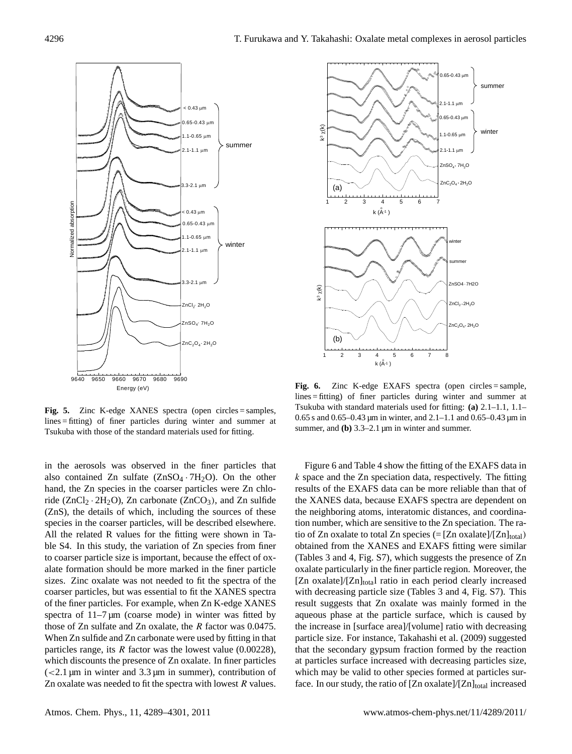**Fig. 5.** Zinc K-edge XANES spectra (open circles = samples, lines = fitting) of finer particles during winter and summer at Tsukuba with those of the standard materials used for fitting.

**Fig. 6.** Zinc K-edge EXAFS spectra (open circles = sample, lines = fitting) of finer particles during winter and summer at Tsukuba with standard materials used for fitting: **(a)** 2.1–1.1, 1.1–0.65 s and 0.65–0.43 µm in winter, and 2.1–1.1 and 0.65–0.43 µm in summer, and **(b)** 3.3–2.1 µm in winter and summer.

in the aerosols was observed in the finer particles that also contained Zn sulfate ($ZnSO_4 \cdot 7H_2O$). On the other hand, the Zn species in the coarser particles were Zn chloride ($ZnCl_2 \cdot 2H_2O$), Zn carbonate ($ZnCO_3$), and Zn sulfide (ZnS), the details of which, including the sources of these species in the coarser particles, will be described elsewhere. All the related R values for the fitting were shown in Table S4. In this study, the variation of Zn species from finer to coarser particle size is important, because the effect of oxalate formation should be more marked in the finer particle sizes. Zinc oxalate was not needed to fit the spectra of the coarser particles, but was essential to fit the XANES spectra of the finer particles. For example, when Zn K-edge XANES spectra of 11–7 µm (coarse mode) in winter was fitted by those of Zn sulfate and Zn oxalate, the $R$ factor was 0.0475. When Zn sulfide and Zn carbonate were used by fitting in that particles range, its $R$ factor was the lowest value (0.00228), which discounts the presence of Zn oxalate. In finer particles (<2.1 µm in winter and 3.3 µm in summer), contribution of Zn oxalate was needed to fit the spectra with lowest $R$ values.

Figure 6 and Table 4 show the fitting of the EXAFS data in $k$ space and the Zn speciation data, respectively. The fitting results of the EXAFS data can be more reliable than that of the XANES data, because EXAFS spectra are dependent on the neighboring atoms, interatomic distances, and coordination number, which are sensitive to the Zn speciation. The ratio of Zn oxalate to total Zn species (= [Zn oxalate]/[Zn]$_{total}$) obtained from the XANES and EXAFS fitting were similar (Tables 3 and 4, Fig. S7), which suggests the presence of Zn oxalate particularly in the finer particle region. Moreover, the [Zn oxalate]/[Zn]$_{total}$l ratio in each period clearly increased with decreasing particle size (Tables 3 and 4, Fig. S7). This result suggests that Zn oxalate was mainly formed in the aqueous phase at the particle surface, which is caused by the increase in [surface area]/[volume] ratio with decreasing particle size. For instance, Takahashi et al. (2009) suggested that the secondary gypsum fraction formed by the reaction at particles surface increased with decreasing particles size, which may be valid to other species formed at particles surface. In our study, the ratio of [Zn oxalate]/[Zn]$_{total}$ increased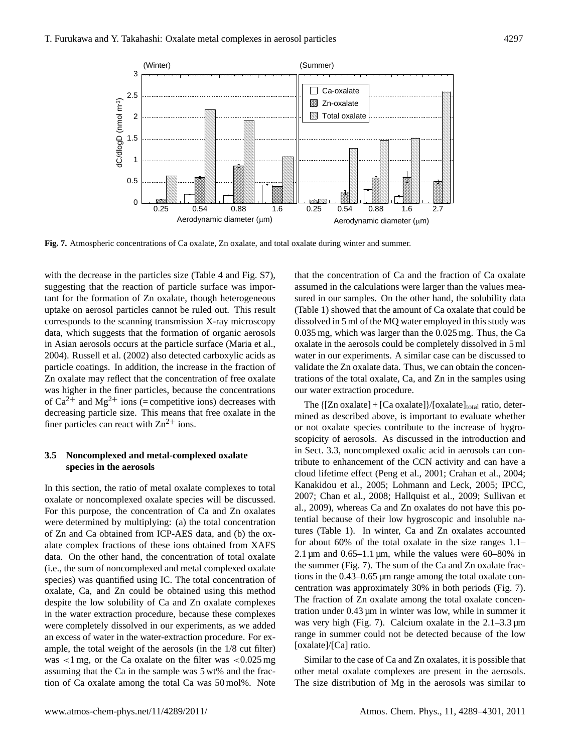**Fig. 7.** Atmospheric concentrations of Ca oxalate, Zn oxalate, and total oxalate during winter and summer.

with the decrease in the particles size (Table 4 and Fig. S7), suggesting that the reaction of particle surface was important for the formation of Zn oxalate, though heterogeneous uptake on aerosol particles cannot be ruled out. This result corresponds to the scanning transmission X-ray microscopy data, which suggests that the formation of organic aerosols in Asian aerosols occurs at the particle surface (Maria et al., 2004). Russell et al. (2002) also detected carboxylic acids as particle coatings. In addition, the increase in the fraction of Zn oxalate may reflect that the concentration of free oxalate was higher in the finer particles, because the concentrations of $Ca^{2+}$ and $Mg^{2+}$ ions (= competitive ions) decreases with decreasing particle size. This means that free oxalate in the finer particles can react with $Zn^{2+}$ ions.

### 3.5 Noncomplexed and metal-complexed oxalate species in the aerosols

In this section, the ratio of metal oxalate complexes to total oxalate or noncomplexed oxalate species will be discussed. For this purpose, the concentration of Ca and Zn oxalates were determined by multiplying: (a) the total concentration of Zn and Ca obtained from ICP-AES data, and (b) the oxalate complex fractions of these ions obtained from XAFS data. On the other hand, the concentration of total oxalate (i.e., the sum of noncomplexed and metal complexed oxalate species) was quantified using IC. The total concentration of oxalate, Ca, and Zn could be obtained using this method despite the low solubility of Ca and Zn oxalate complexes in the water extraction procedure, because these complexes were completely dissolved in our experiments, as we added an excess of water in the water-extraction procedure. For example, the total weight of the aerosols (in the 1/8 cut filter) was $<1$ mg, or the Ca oxalate on the filter was $<0.025$ mg assuming that the Ca in the sample was 5 wt% and the fraction of Ca oxalate among the total Ca was 50 mol%. Note that the concentration of Ca and the fraction of Ca oxalate assumed in the calculations were larger than the values measured in our samples. On the other hand, the solubility data (Table 1) showed that the amount of Ca oxalate that could be dissolved in 5 ml of the MQ water employed in this study was 0.035 mg, which was larger than the 0.025 mg. Thus, the Ca oxalate in the aerosols could be completely dissolved in 5 ml water in our experiments. A similar case can be discussed to validate the Zn oxalate data. Thus, we can obtain the concentrations of the total oxalate, Ca, and Zn in the samples using our water extraction procedure.

The $\{[\text{Zn oxalate}] + [\text{Ca oxalate}]\}/[\text{oxalate}]_{\text{total}}$ ratio, determined as described above, is important to evaluate whether or not oxalate species contribute to the increase of hygroscopicity of aerosols. As discussed in the introduction and in Sect. 3.3, noncomplexed oxalic acid in aerosols can contribute to enhancement of the CCN activity and can have a cloud lifetime effect (Peng et al., 2001; Crahan et al., 2004; Kanakidou et al., 2005; Lohmann and Leck, 2005; IPCC, 2007; Chan et al., 2008; Hallquist et al., 2009; Sullivan et al., 2009), whereas Ca and Zn oxalates do not have this potential because of their low hygroscopic and insoluble natures (Table 1). In winter, Ca and Zn oxalates accounted for about 60% of the total oxalate in the size ranges 1.1–2.1 µm and 0.65–1.1 µm, while the values were 60–80% in the summer (Fig. 7). The sum of the Ca and Zn oxalate fractions in the 0.43–0.65 µm range among the total oxalate concentration was approximately 30% in both periods (Fig. 7). The fraction of Zn oxalate among the total oxalate concentration under 0.43 µm in winter was low, while in summer it was very high (Fig. 7). Calcium oxalate in the 2.1–3.3 µm range in summer could not be detected because of the low [oxalate]/[Ca] ratio.

Similar to the case of Ca and Zn oxalates, it is possible that other metal oxalate complexes are present in the aerosols. The size distribution of Mg in the aerosols was similar to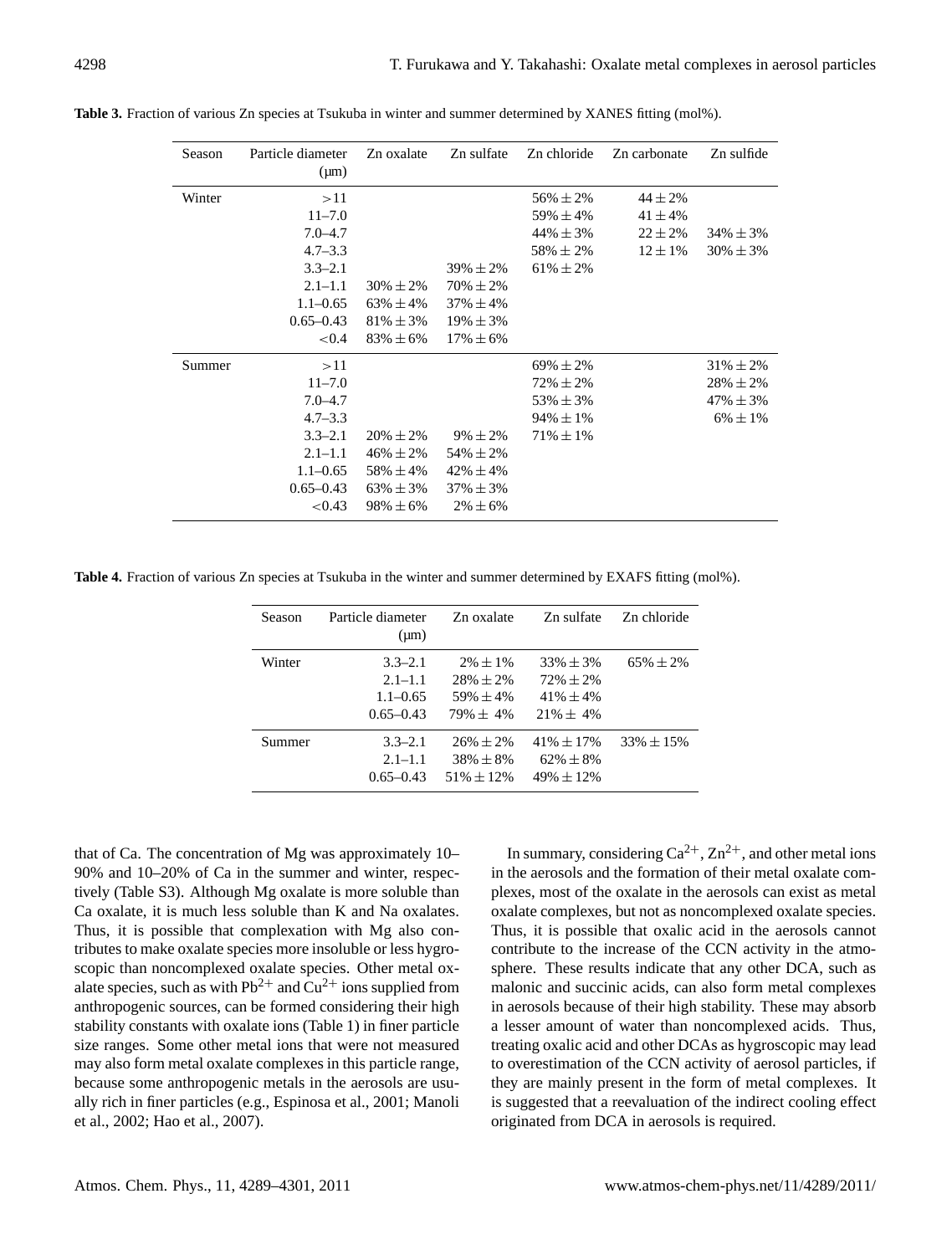**Table 3.** Fraction of various Zn species at Tsukuba in winter and summer determined by XANES fitting (mol%).

| Season | Particle diameter (µm) | Zn oxalate | Zn sulfate | Zn chloride | Zn carbonate | Zn sulfide |
|---|---|---|---|---|---|---|
| Winter | >11 | | | 56% ± 2% | 44 ± 2% | |
| | 11–7.0 | | | 59% ± 4% | 41 ± 4% | |
| | 7.0–4.7 | | | 44% ± 3% | 22 ± 2% | 34% ± 3% |
| | 4.7–3.3 | | | 58% ± 2% | 12 ± 1% | 30% ± 3% |
| | 3.3–2.1 | | 39% ± 2% | 61% ± 2% | | |
| | 2.1–1.1 | 30% ± 2% | 70% ± 2% | | | |
| | 1.1–0.65 | 63% ± 4% | 37% ± 4% | | | |
| | 0.65–0.43 | 81% ± 3% | 19% ± 3% | | | |
| | <0.4 | 83% ± 6% | 17% ± 6% | | | |
| Summer | >11 | | | 69% ± 2% | | 31% ± 2% |
| | 11–7.0 | | | 72% ± 2% | | 28% ± 2% |
| | 7.0–4.7 | | | 53% ± 3% | | 47% ± 3% |
| | 4.7–3.3 | | | 94% ± 1% | | 6% ± 1% |
| | 3.3–2.1 | 20% ± 2% | 9% ± 2% | 71% ± 1% | | |
| | 2.1–1.1 | 46% ± 2% | 54% ± 2% | | | |
| | 1.1–0.65 | 58% ± 4% | 42% ± 4% | | | |
| | 0.65–0.43 | 63% ± 3% | 37% ± 3% | | | |
| | <0.43 | 98% ± 6% | 2% ± 6% | | | |

**Table 4.** Fraction of various Zn species at Tsukuba in the winter and summer determined by EXAFS fitting (mol%).

| Season | Particle diameter (µm) | Zn oxalate | Zn sulfate | Zn chloride |
|---|---|---|---|---|
| Winter | 3.3–2.1 | 2% ± 1% | 33% ± 3% | 65% ± 2% |
| | 2.1–1.1 | 28% ± 2% | 72% ± 2% | |
| | 1.1–0.65 | 59% ± 4% | 41% ± 4% | |
| | 0.65–0.43 | 79% ± 4% | 21% ± 4% | |
| Summer | 3.3–2.1 | 26% ± 2% | 41% ± 17% | 33% ± 15% |
| | 2.1–1.1 | 38% ± 8% | 62% ± 8% | |
| | 0.65–0.43 | 51% ± 12% | 49% ± 12% | |

that of Ca. The concentration of Mg was approximately 10–90% and 10–20% of Ca in the summer and winter, respectively (Table S3). Although Mg oxalate is more soluble than Ca oxalate, it is much less soluble than K and Na oxalates. Thus, it is possible that complexation with Mg also contributes to make oxalate species more insoluble or less hygroscopic than noncomplexed oxalate species. Other metal oxalate species, such as with $Pb^{2+}$ and $Cu^{2+}$ ions supplied from anthropogenic sources, can be formed considering their high stability constants with oxalate ions (Table 1) in finer particle size ranges. Some other metal ions that were not measured may also form metal oxalate complexes in this particle range, because some anthropogenic metals in the aerosols are usually rich in finer particles (e.g., Espinosa et al., 2001; Manoli et al., 2002; Hao et al., 2007).

In summary, considering $Ca^{2+}$, $Zn^{2+}$, and other metal ions in the aerosols and the formation of their metal oxalate complexes, most of the oxalate in the aerosols can exist as metal oxalate complexes, but not as noncomplexed oxalate species. Thus, it is possible that oxalic acid in the aerosols cannot contribute to the increase of the CCN activity in the atmosphere. These results indicate that any other DCA, such as malonic and succinic acids, can also form metal complexes in aerosols because of their high stability. These may absorb a lesser amount of water than noncomplexed acids. Thus, treating oxalic acid and other DCAs as hygroscopic may lead to overestimation of the CCN activity of aerosol particles, if they are mainly present in the form of metal complexes. It is suggested that a reevaluation of the indirect cooling effect originated from DCA in aerosols is required.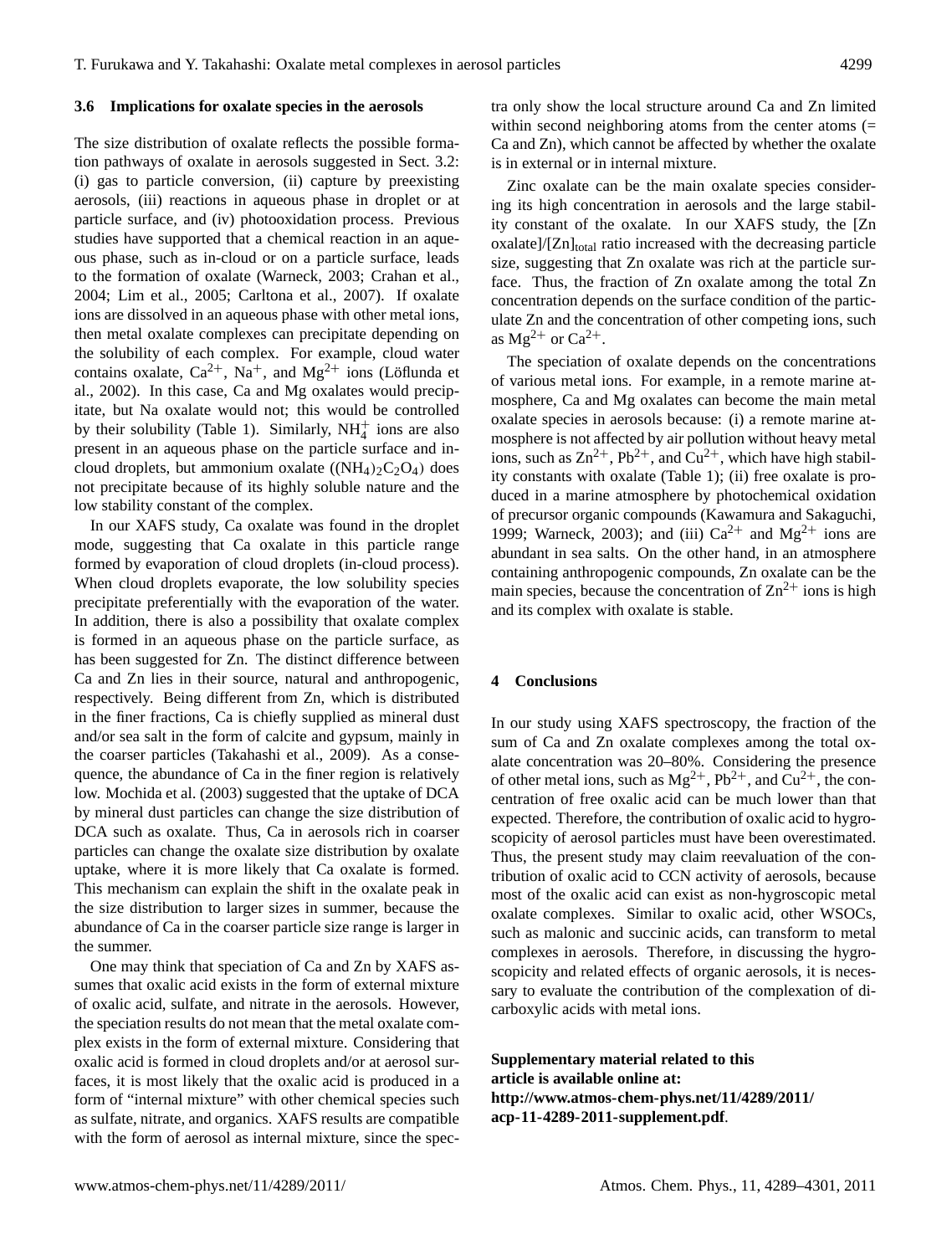### 3.6 Implications for oxalate species in the aerosols

The size distribution of oxalate reflects the possible formation pathways of oxalate in aerosols suggested in Sect. 3.2: (i) gas to particle conversion, (ii) capture by preexisting aerosols, (iii) reactions in aqueous phase in droplet or at particle surface, and (iv) photooxidation process. Previous studies have supported that a chemical reaction in an aqueous phase, such as in-cloud or on a particle surface, leads to the formation of oxalate (Warneck, 2003; Crahan et al., 2004; Lim et al., 2005; Carltona et al., 2007). If oxalate ions are dissolved in an aqueous phase with other metal ions, then metal oxalate complexes can precipitate depending on the solubility of each complex. For example, cloud water contains oxalate, $Ca^{2+}$, $Na^{+}$, and $Mg^{2+}$ ions (Löflunda et al., 2002). In this case, Ca and Mg oxalates would precipitate, but Na oxalate would not; this would be controlled by their solubility (Table 1). Similarly, $NH_4^+$ ions are also present in an aqueous phase on the particle surface and in-cloud droplets, but ammonium oxalate ($(NH_4)_2C_2O_4$) does not precipitate because of its highly soluble nature and the low stability constant of the complex.

In our XAFS study, Ca oxalate was found in the droplet mode, suggesting that Ca oxalate in this particle range formed by evaporation of cloud droplets (in-cloud process). When cloud droplets evaporate, the low solubility species precipitate preferentially with the evaporation of the water. In addition, there is also a possibility that oxalate complex is formed in an aqueous phase on the particle surface, as has been suggested for Zn. The distinct difference between Ca and Zn lies in their source, natural and anthropogenic, respectively. Being different from Zn, which is distributed in the finer fractions, Ca is chiefly supplied as mineral dust and/or sea salt in the form of calcite and gypsum, mainly in the coarser particles (Takahashi et al., 2009). As a consequence, the abundance of Ca in the finer region is relatively low. Mochida et al. (2003) suggested that the uptake of DCA by mineral dust particles can change the size distribution of DCA such as oxalate. Thus, Ca in aerosols rich in coarser particles can change the oxalate size distribution by oxalate uptake, where it is more likely that Ca oxalate is formed. This mechanism can explain the shift in the oxalate peak in the size distribution to larger sizes in summer, because the abundance of Ca in the coarser particle size range is larger in the summer.

One may think that speciation of Ca and Zn by XAFS assumes that oxalic acid exists in the form of external mixture of oxalic acid, sulfate, and nitrate in the aerosols. However, the speciation results do not mean that the metal oxalate complex exists in the form of external mixture. Considering that oxalic acid is formed in cloud droplets and/or at aerosol surfaces, it is most likely that the oxalic acid is produced in a form of "internal mixture" with other chemical species such as sulfate, nitrate, and organics. XAFS results are compatible with the form of aerosol as internal mixture, since the spectra only show the local structure around Ca and Zn limited within second neighboring atoms from the center atoms (= Ca and Zn), which cannot be affected by whether the oxalate is in external or in internal mixture.

Zinc oxalate can be the main oxalate species considering its high concentration in aerosols and the large stability constant of the oxalate. In our XAFS study, the [Zn oxalate]/$[Zn]_{total}$ ratio increased with the decreasing particle size, suggesting that Zn oxalate was rich at the particle surface. Thus, the fraction of Zn oxalate among the total Zn concentration depends on the surface condition of the particulate Zn and the concentration of other competing ions, such as $Mg^{2+}$ or $Ca^{2+}$.

The speciation of oxalate depends on the concentrations of various metal ions. For example, in a remote marine atmosphere, Ca and Mg oxalates can become the main metal oxalate species in aerosols because: (i) a remote marine atmosphere is not affected by air pollution without heavy metal ions, such as $Zn^{2+}$, $Pb^{2+}$, and $Cu^{2+}$, which have high stability constants with oxalate (Table 1); (ii) free oxalate is produced in a marine atmosphere by photochemical oxidation of precursor organic compounds (Kawamura and Sakaguchi, 1999; Warneck, 2003); and (iii) $Ca^{2+}$ and $Mg^{2+}$ ions are abundant in sea salts. On the other hand, in an atmosphere containing anthropogenic compounds, Zn oxalate can be the main species, because the concentration of $Zn^{2+}$ ions is high and its complex with oxalate is stable.

## 4 Conclusions

In our study using XAFS spectroscopy, the fraction of the sum of Ca and Zn oxalate complexes among the total oxalate concentration was 20–80%. Considering the presence of other metal ions, such as $Mg^{2+}$, $Pb^{2+}$, and $Cu^{2+}$, the concentration of free oxalic acid can be much lower than that expected. Therefore, the contribution of oxalic acid to hygroscopicity of aerosol particles must have been overestimated. Thus, the present study may claim reevaluation of the contribution of oxalic acid to CCN activity of aerosols, because most of the oxalic acid can exist as non-hygroscopic metal oxalate complexes. Similar to oxalic acid, other WSOCs, such as malonic and succinic acids, can transform to metal complexes in aerosols. Therefore, in discussing the hygroscopicity and related effects of organic aerosols, it is necessary to evaluate the contribution of the complexation of dicarboxylic acids with metal ions.

**Supplementary material related to this article is available online at: http://www.atmos-chem-phys.net/11/4289/2011/acp-11-4289-2011-supplement.pdf.**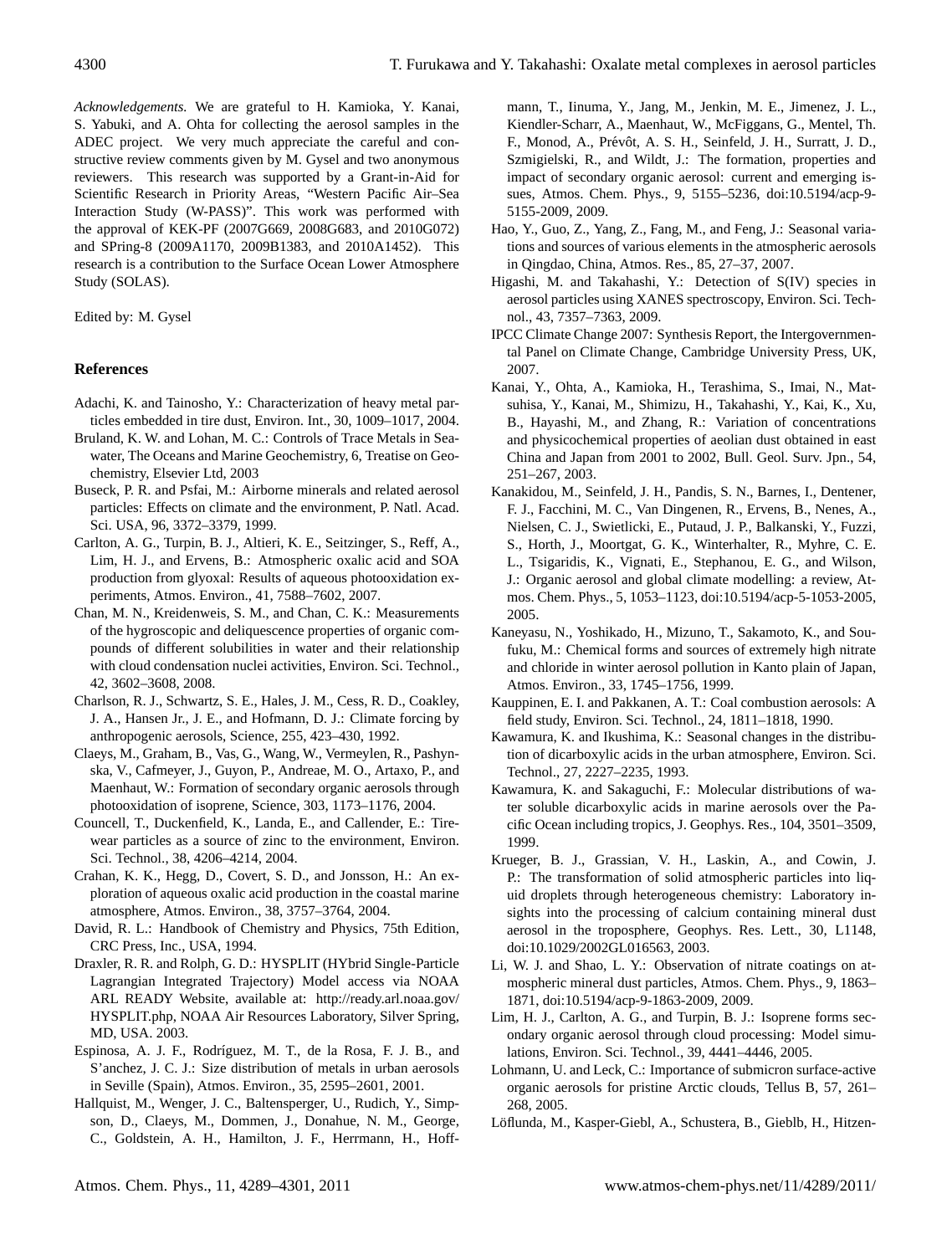*Acknowledgements.* We are grateful to H. Kamioka, Y. Kanai, S. Yabuki, and A. Ohta for collecting the aerosol samples in the ADEC project. We very much appreciate the careful and constructive review comments given by M. Gysel and two anonymous reviewers. This research was supported by a Grant-in-Aid for Scientific Research in Priority Areas, "Western Pacific Air–Sea Interaction Study (W-PASS)". This work was performed with the approval of KEK-PF (2007G669, 2008G683, and 2010G072) and SPring-8 (2009A1170, 2009B1383, and 2010A1452). This research is a contribution to the Surface Ocean Lower Atmosphere Study (SOLAS).

Edited by: M. Gysel

## References

Adachi, K. and Tainosho, Y.: Characterization of heavy metal particles embedded in tire dust, Environ. Int., 30, 1009–1017, 2004.

Bruland, K. W. and Lohan, M. C.: Controls of Trace Metals in Seawater, The Oceans and Marine Geochemistry, 6, Treatise on Geochemistry, Elsevier Ltd, 2003

Buseck, P. R. and Psfai, M.: Airborne minerals and related aerosol particles: Effects on climate and the environment, P. Natl. Acad. Sci. USA, 96, 3372–3379, 1999.

Carlton, A. G., Turpin, B. J., Altieri, K. E., Seitzinger, S., Reff, A., Lim, H. J., and Ervens, B.: Atmospheric oxalic acid and SOA production from glyoxal: Results of aqueous photooxidation experiments, Atmos. Environ., 41, 7588–7602, 2007.

Chan, M. N., Kreidenweis, S. M., and Chan, C. K.: Measurements of the hygroscopic and deliquescence properties of organic compounds of different solubilities in water and their relationship with cloud condensation nuclei activities, Environ. Sci. Technol., 42, 3602–3608, 2008.

Charlson, R. J., Schwartz, S. E., Hales, J. M., Cess, R. D., Coakley, J. A., Hansen Jr., J. E., and Hofmann, D. J.: Climate forcing by anthropogenic aerosols, Science, 255, 423–430, 1992.

Claeys, M., Graham, B., Vas, G., Wang, W., Vermeylen, R., Pashynska, V., Cafmeyer, J., Guyon, P., Andreae, M. O., Artaxo, P., and Maenhaut, W.: Formation of secondary organic aerosols through photooxidation of isoprene, Science, 303, 1173–1176, 2004.

Councell, T., Duckenfield, K., Landa, E., and Callender, E.: Tire-wear particles as a source of zinc to the environment, Environ. Sci. Technol., 38, 4206–4214, 2004.

Crahan, K. K., Hegg, D., Covert, S. D., and Jonsson, H.: An exploration of aqueous oxalic acid production in the coastal marine atmosphere, Atmos. Environ., 38, 3757–3764, 2004.

David, R. L.: Handbook of Chemistry and Physics, 75th Edition, CRC Press, Inc., USA, 1994.

Draxler, R. R. and Rolph, G. D.: HYSPLIT (HYbrid Single-Particle Lagrangian Integrated Trajectory) Model access via NOAA ARL READY Website, available at: http://ready.arl.noaa.gov/HYSPLIT.php, NOAA Air Resources Laboratory, Silver Spring, MD, USA. 2003.

Espinosa, A. J. F., Rodríguez, M. T., de la Rosa, F. J. B., and S'anchez, J. C. J.: Size distribution of metals in urban aerosols in Seville (Spain), Atmos. Environ., 35, 2595–2601, 2001.

Hallquist, M., Wenger, J. C., Baltensperger, U., Rudich, Y., Simpson, D., Claeys, M., Dommen, J., Donahue, N. M., George, C., Goldstein, A. H., Hamilton, J. F., Herrmann, H., Hoffmann, T., Iinuma, Y., Jang, M., Jenkin, M. E., Jimenez, J. L., Kiendler-Scharr, A., Maenhaut, W., McFiggans, G., Mentel, Th. F., Monod, A., Prévôt, A. S. H., Seinfeld, J. H., Surratt, J. D., Szmigielski, R., and Wildt, J.: The formation, properties and impact of secondary organic aerosol: current and emerging issues, Atmos. Chem. Phys., 9, 5155–5236, doi:10.5194/acp-9-5155-2009, 2009.

Hao, Y., Guo, Z., Yang, Z., Fang, M., and Feng, J.: Seasonal variations and sources of various elements in the atmospheric aerosols in Qingdao, China, Atmos. Res., 85, 27–37, 2007.

Higashi, M. and Takahashi, Y.: Detection of S(IV) species in aerosol particles using XANES spectroscopy, Environ. Sci. Technol., 43, 7357–7363, 2009.

IPCC Climate Change 2007: Synthesis Report, the Intergovernmental Panel on Climate Change, Cambridge University Press, UK, 2007.

Kanai, Y., Ohta, A., Kamioka, H., Terashima, S., Imai, N., Matsuhisa, Y., Kanai, M., Shimizu, H., Takahashi, Y., Kai, K., Xu, B., Hayashi, M., and Zhang, R.: Variation of concentrations and physicochemical properties of aeolian dust obtained in east China and Japan from 2001 to 2002, Bull. Geol. Surv. Jpn., 54, 251–267, 2003.

Kanakidou, M., Seinfeld, J. H., Pandis, S. N., Barnes, I., Dentener, F. J., Facchini, M. C., Van Dingenen, R., Ervens, B., Nenes, A., Nielsen, C. J., Swietlicki, E., Putaud, J. P., Balkanski, Y., Fuzzi, S., Horth, J., Moortgat, G. K., Winterhalter, R., Myhre, C. E. L., Tsigaridis, K., Vignati, E., Stephanou, E. G., and Wilson, J.: Organic aerosol and global climate modelling: a review, Atmos. Chem. Phys., 5, 1053–1123, doi:10.5194/acp-5-1053-2005, 2005.

Kaneyasu, N., Yoshikado, H., Mizuno, T., Sakamoto, K., and Soufuku, M.: Chemical forms and sources of extremely high nitrate and chloride in winter aerosol pollution in Kanto plain of Japan, Atmos. Environ., 33, 1745–1756, 1999.

Kauppinen, E. I. and Pakkanen, A. T.: Coal combustion aerosols: A field study, Environ. Sci. Technol., 24, 1811–1818, 1990.

Kawamura, K. and Ikushima, K.: Seasonal changes in the distribution of dicarboxylic acids in the urban atmosphere, Environ. Sci. Technol., 27, 2227–2235, 1993.

Kawamura, K. and Sakaguchi, F.: Molecular distributions of water soluble dicarboxylic acids in marine aerosols over the Pacific Ocean including tropics, J. Geophys. Res., 104, 3501–3509, 1999.

Krueger, B. J., Grassian, V. H., Laskin, A., and Cowin, J. P.: The transformation of solid atmospheric particles into liquid droplets through heterogeneous chemistry: Laboratory insights into the processing of calcium containing mineral dust aerosol in the troposphere, Geophys. Res. Lett., 30, L1148, doi:10.1029/2002GL016563, 2003.

Li, W. J. and Shao, L. Y.: Observation of nitrate coatings on atmospheric mineral dust particles, Atmos. Chem. Phys., 9, 1863–1871, doi:10.5194/acp-9-1863-2009, 2009.

Lim, H. J., Carlton, A. G., and Turpin, B. J.: Isoprene forms secondary organic aerosol through cloud processing: Model simulations, Environ. Sci. Technol., 39, 4441–4446, 2005.

Lohmann, U. and Leck, C.: Importance of submicron surface-active organic aerosols for pristine Arctic clouds, Tellus B, 57, 261–268, 2005.

Löflunda, M., Kasper-Giebl, A., Schustera, B., Gieblb, H., Hitzen-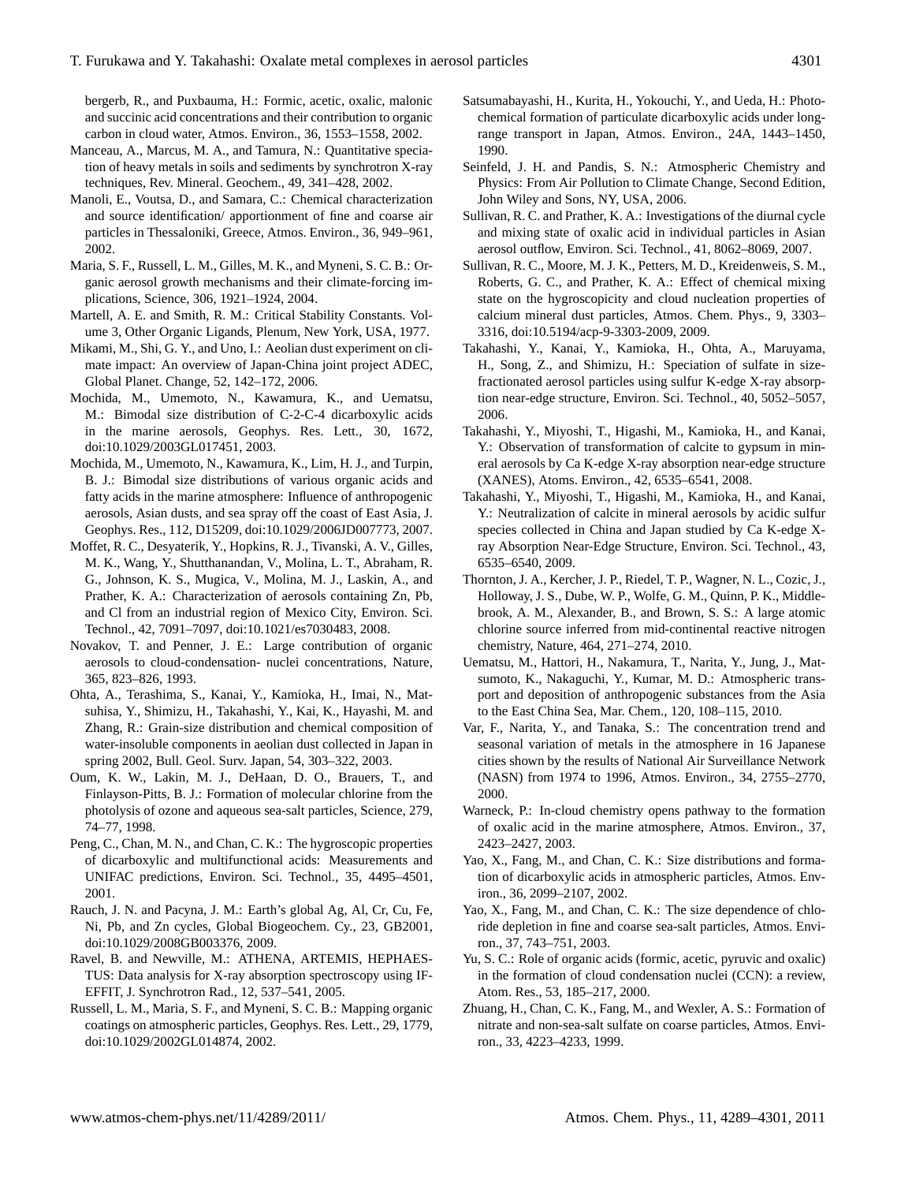bergerb, R., and Puxbauma, H.: Formic, acetic, oxalic, malonic and succinic acid concentrations and their contribution to organic carbon in cloud water, Atmos. Environ., 36, 1553–1558, 2002.

Manceau, A., Marcus, M. A., and Tamura, N.: Quantitative speciation of heavy metals in soils and sediments by synchrotron X-ray techniques, Rev. Mineral. Geochem., 49, 341–428, 2002.

Manoli, E., Voutsa, D., and Samara, C.: Chemical characterization and source identification/ apportionment of fine and coarse air particles in Thessaloniki, Greece, Atmos. Environ., 36, 949–961, 2002.

Maria, S. F., Russell, L. M., Gilles, M. K., and Myneni, S. C. B.: Organic aerosol growth mechanisms and their climate-forcing implications, Science, 306, 1921–1924, 2004.

Martell, A. E. and Smith, R. M.: Critical Stability Constants. Volume 3, Other Organic Ligands, Plenum, New York, USA, 1977.

Mikami, M., Shi, G. Y., and Uno, I.: Aeolian dust experiment on climate impact: An overview of Japan-China joint project ADEC, Global Planet. Change, 52, 142–172, 2006.

Mochida, M., Umemoto, N., Kawamura, K., and Uematsu, M.: Bimodal size distribution of C-2-C-4 dicarboxylic acids in the marine aerosols, Geophys. Res. Lett., 30, 1672, doi:10.1029/2003GL017451, 2003.

Mochida, M., Umemoto, N., Kawamura, K., Lim, H. J., and Turpin, B. J.: Bimodal size distributions of various organic acids and fatty acids in the marine atmosphere: Influence of anthropogenic aerosols, Asian dusts, and sea spray off the coast of East Asia, J. Geophys. Res., 112, D15209, doi:10.1029/2006JD007773, 2007.

Moffet, R. C., Desyaterik, Y., Hopkins, R. J., Tivanski, A. V., Gilles, M. K., Wang, Y., Shutthanandan, V., Molina, L. T., Abraham, R. G., Johnson, K. S., Mugica, V., Molina, M. J., Laskin, A., and Prather, K. A.: Characterization of aerosols containing Zn, Pb, and Cl from an industrial region of Mexico City, Environ. Sci. Technol., 42, 7091–7097, doi:10.1021/es7030483, 2008.

Novakov, T. and Penner, J. E.: Large contribution of organic aerosols to cloud-condensation- nuclei concentrations, Nature, 365, 823–826, 1993.

Ohta, A., Terashima, S., Kanai, Y., Kamioka, H., Imai, N., Matsuhisa, Y., Shimizu, H., Takahashi, Y., Kai, K., Hayashi, M. and Zhang, R.: Grain-size distribution and chemical composition of water-insoluble components in aeolian dust collected in Japan in spring 2002, Bull. Geol. Surv. Japan, 54, 303–322, 2003.

Oum, K. W., Lakin, M. J., DeHaan, D. O., Brauers, T., and Finlayson-Pitts, B. J.: Formation of molecular chlorine from the photolysis of ozone and aqueous sea-salt particles, Science, 279, 74–77, 1998.

Peng, C., Chan, M. N., and Chan, C. K.: The hygroscopic properties of dicarboxylic and multifunctional acids: Measurements and UNIFAC predictions, Environ. Sci. Technol., 35, 4495–4501, 2001.

Rauch, J. N. and Pacyna, J. M.: Earth's global Ag, Al, Cr, Cu, Fe, Ni, Pb, and Zn cycles, Global Biogeochem. Cy., 23, GB2001, doi:10.1029/2008GB003376, 2009.

Ravel, B. and Newville, M.: ATHENA, ARTEMIS, HEPHAESTUS: Data analysis for X-ray absorption spectroscopy using IFEFFIT, J. Synchrotron Rad., 12, 537–541, 2005.

Russell, L. M., Maria, S. F., and Myneni, S. C. B.: Mapping organic coatings on atmospheric particles, Geophys. Res. Lett., 29, 1779, doi:10.1029/2002GL014874, 2002.

Satsumabayashi, H., Kurita, H., Yokouchi, Y., and Ueda, H.: Photochemical formation of particulate dicarboxylic acids under long-range transport in Japan, Atmos. Environ., 24A, 1443–1450, 1990.

Seinfeld, J. H. and Pandis, S. N.: Atmospheric Chemistry and Physics: From Air Pollution to Climate Change, Second Edition, John Wiley and Sons, NY, USA, 2006.

Sullivan, R. C. and Prather, K. A.: Investigations of the diurnal cycle and mixing state of oxalic acid in individual particles in Asian aerosol outflow, Environ. Sci. Technol., 41, 8062–8069, 2007.

Sullivan, R. C., Moore, M. J. K., Petters, M. D., Kreidenweis, S. M., Roberts, G. C., and Prather, K. A.: Effect of chemical mixing state on the hygroscopicity and cloud nucleation properties of calcium mineral dust particles, Atmos. Chem. Phys., 9, 3303–3316, doi:10.5194/acp-9-3303-2009, 2009.

Takahashi, Y., Kanai, Y., Kamioka, H., Ohta, A., Maruyama, H., Song, Z., and Shimizu, H.: Speciation of sulfate in size-fractionated aerosol particles using sulfur K-edge X-ray absorption near-edge structure, Environ. Sci. Technol., 40, 5052–5057, 2006.

Takahashi, Y., Miyoshi, T., Higashi, M., Kamioka, H., and Kanai, Y.: Observation of transformation of calcite to gypsum in mineral aerosols by Ca K-edge X-ray absorption near-edge structure (XANES), Atoms. Environ., 42, 6535–6541, 2008.

Takahashi, Y., Miyoshi, T., Higashi, M., Kamioka, H., and Kanai, Y.: Neutralization of calcite in mineral aerosols by acidic sulfur species collected in China and Japan studied by Ca K-edge X-ray Absorption Near-Edge Structure, Environ. Sci. Technol., 43, 6535–6540, 2009.

Thornton, J. A., Kercher, J. P., Riedel, T. P., Wagner, N. L., Cozic, J., Holloway, J. S., Dube, W. P., Wolfe, G. M., Quinn, P. K., Middlebrook, A. M., Alexander, B., and Brown, S. S.: A large atomic chlorine source inferred from mid-continental reactive nitrogen chemistry, Nature, 464, 271–274, 2010.

Uematsu, M., Hattori, H., Nakamura, T., Narita, Y., Jung, J., Matsumoto, K., Nakaguchi, Y., Kumar, M. D.: Atmospheric transport and deposition of anthropogenic substances from the Asia to the East China Sea, Mar. Chem., 120, 108–115, 2010.

Var, F., Narita, Y., and Tanaka, S.: The concentration trend and seasonal variation of metals in the atmosphere in 16 Japanese cities shown by the results of National Air Surveillance Network (NASN) from 1974 to 1996, Atmos. Environ., 34, 2755–2770, 2000.

Warneck, P.: In-cloud chemistry opens pathway to the formation of oxalic acid in the marine atmosphere, Atmos. Environ., 37, 2423–2427, 2003.

Yao, X., Fang, M., and Chan, C. K.: Size distributions and formation of dicarboxylic acids in atmospheric particles, Atmos. Environ., 36, 2099–2107, 2002.

Yao, X., Fang, M., and Chan, C. K.: The size dependence of chloride depletion in fine and coarse sea-salt particles, Atmos. Environ., 37, 743–751, 2003.

Yu, S. C.: Role of organic acids (formic, acetic, pyruvic and oxalic) in the formation of cloud condensation nuclei (CCN): a review, Atom. Res., 53, 185–217, 2000.

Zhuang, H., Chan, C. K., Fang, M., and Wexler, A. S.: Formation of nitrate and non-sea-salt sulfate on coarse particles, Atmos. Environ., 33, 4223–4233, 1999.